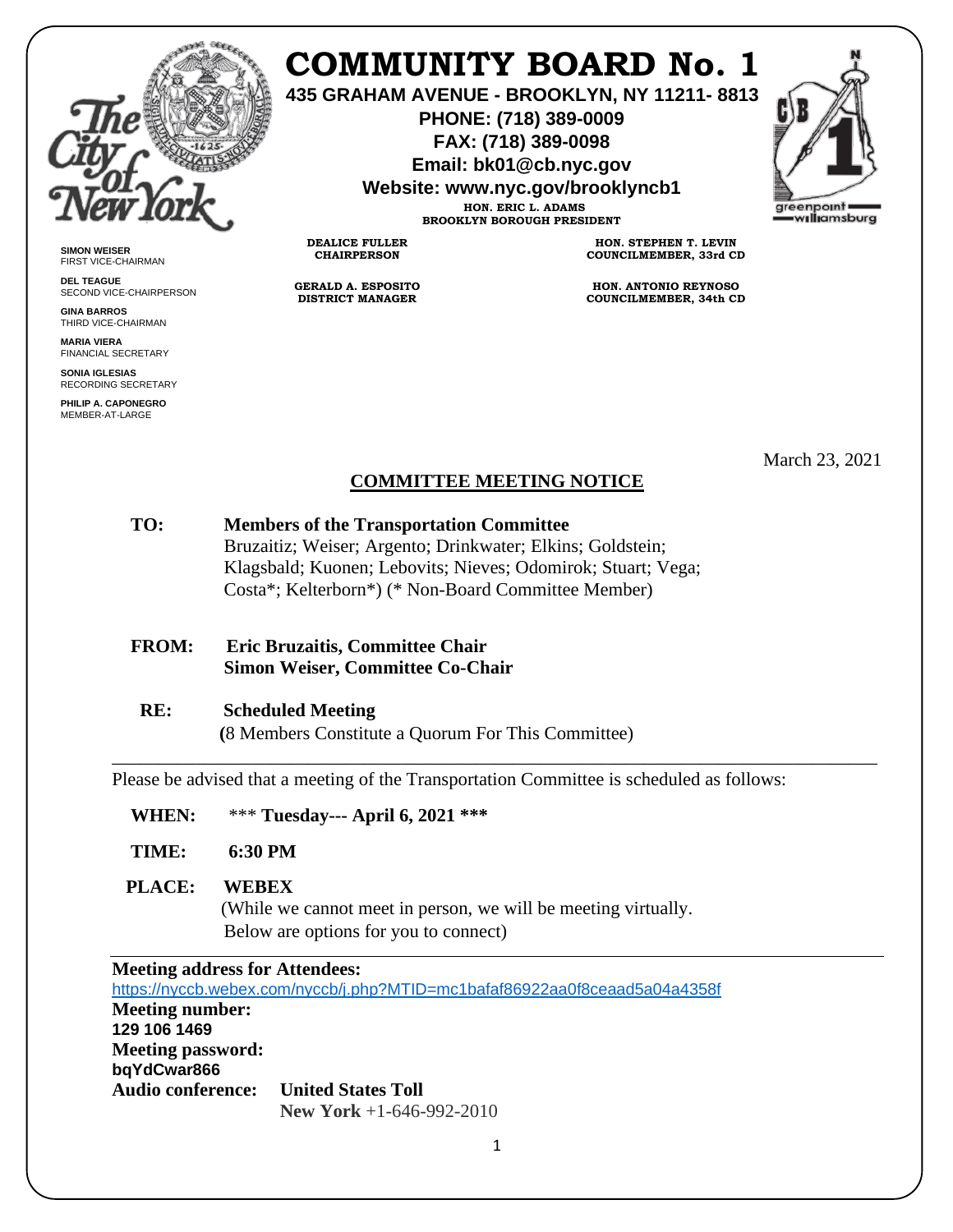# COMMUNITY BOARD No. 1

**435 GRAHAM AVENUE - BROOKLYN, NY 11211- 8813**
**PHONE: (718) 389-0009**
**FAX: (718) 389-0098**
**Email: bk01@cb.nyc.gov**
**Website: www.nyc.gov/brooklyncb1**

**HON. ERIC L. ADAMS**
**BROOKLYN BOROUGH PRESIDENT**

**DEALICE FULLER**
**CHAIRPERSON**

**GERALD A. ESPOSITO**
**DISTRICT MANAGER**

**HON. STEPHEN T. LEVIN**
**COUNCILMEMBER, 33rd CD**

**HON. ANTONIO REYNOSO**
**COUNCILMEMBER, 34th CD**

**SIMON WEISER**
FIRST VICE-CHAIRMAN

**DEL TEAGUE**
SECOND VICE-CHAIRPERSON

**GINA BARROS**
THIRD VICE-CHAIRMAN

**MARIA VIERA**
FINANCIAL SECRETARY

**SONIA IGLESIAS**
RECORDING SECRETARY

**PHILIP A. CAPONEGRO**
MEMBER-AT-LARGE

March 23, 2021

## COMMITTEE MEETING NOTICE

**TO:** **Members of the Transportation Committee**
Bruzaitiz; Weiser; Argento; Drinkwater; Elkins; Goldstein; Klagsbald; Kuonen; Lebovits; Nieves; Odomirok; Stuart; Vega; Costa*; Kelterborn*) (* Non-Board Committee Member)

**FROM:** **Eric Bruzaitis, Committee Chair**
**Simon Weiser, Committee Co-Chair**

**RE:** **Scheduled Meeting**
**(**8 Members Constitute a Quorum For This Committee)

---

Please be advised that a meeting of the Transportation Committee is scheduled as follows:

**WHEN:** *** **Tuesday--- April 6, 2021 *****

**TIME:** **6:30 PM**

**PLACE:** **WEBEX**
(While we cannot meet in person, we will be meeting virtually. Below are options for you to connect)

---

**Meeting address for Attendees:**
https://nyccb.webex.com/nyccb/j.php?MTID=mc1bafaf86922aa0f8ceaad5a04a4358f

**Meeting number:**
**129 106 1469**

**Meeting password:**
**bqYdCwar866**

**Audio conference:** **United States Toll**
**New York** +1-646-992-2010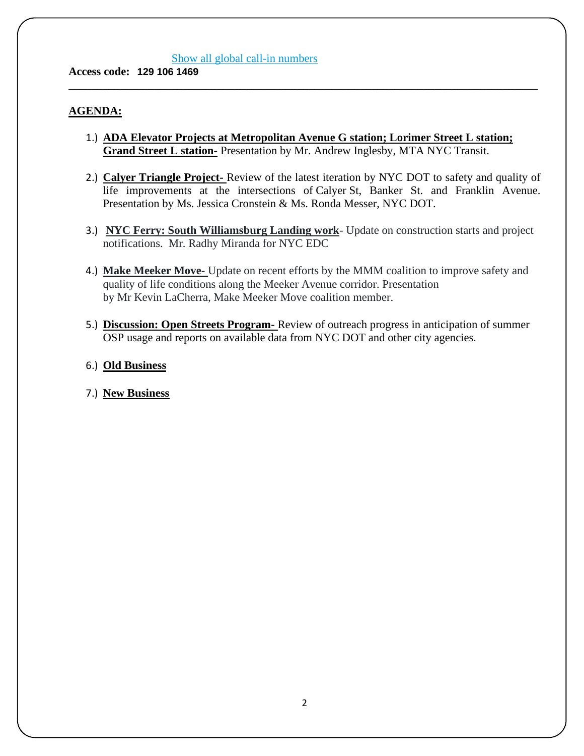Show all global call-in numbers

**Access code: 129 106 1469**

---

**AGENDA:**

1.) **ADA Elevator Projects at Metropolitan Avenue G station; Lorimer Street L station; Grand Street L station-** Presentation by Mr. Andrew Inglesby, MTA NYC Transit.

2.) **Calyer Triangle Project-** Review of the latest iteration by NYC DOT to safety and quality of life improvements at the intersections of Calyer St, Banker St. and Franklin Avenue. Presentation by Ms. Jessica Cronstein & Ms. Ronda Messer, NYC DOT.

3.) **NYC Ferry: South Williamsburg Landing work**- Update on construction starts and project notifications. Mr. Radhy Miranda for NYC EDC

4.) **Make Meeker Move-** Update on recent efforts by the MMM coalition to improve safety and quality of life conditions along the Meeker Avenue corridor. Presentation by Mr Kevin LaCherra, Make Meeker Move coalition member.

5.) **Discussion: Open Streets Program-** Review of outreach progress in anticipation of summer OSP usage and reports on available data from NYC DOT and other city agencies.

6.) **Old Business**

7.) **New Business**